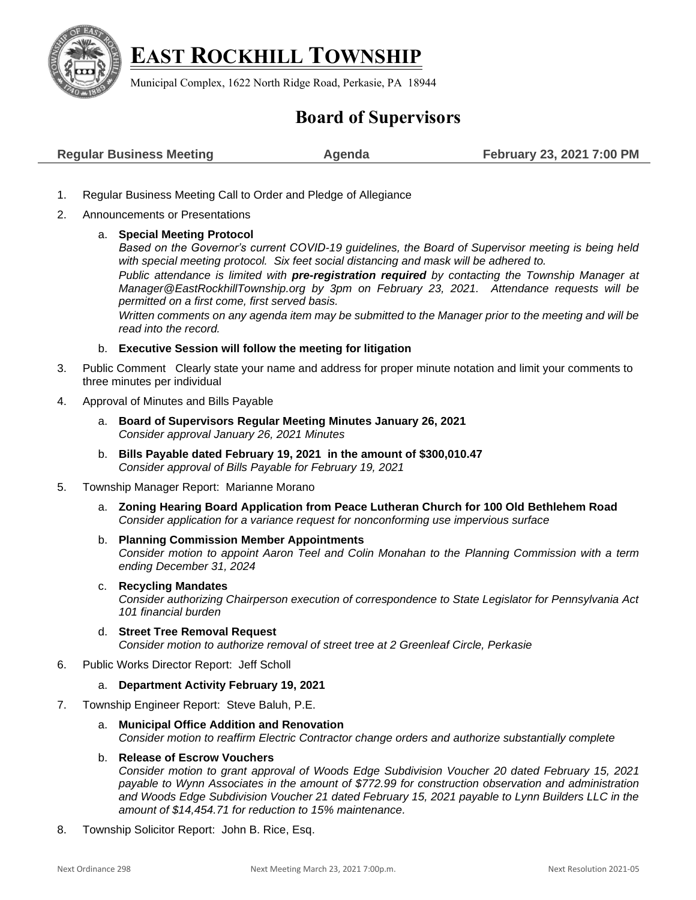# EAST ROCKHILL TOWNSHIP

Municipal Complex, 1622 North Ridge Road, Perkasie, PA 18944

## Board of Supervisors

**Regular Business Meeting** **Agenda** **February 23, 2021 7:00 PM**

1. Regular Business Meeting Call to Order and Pledge of Allegiance
2. Announcements or Presentations
   a. **Special Meeting Protocol**
   *Based on the Governor's current COVID-19 guidelines, the Board of Supervisor meeting is being held with special meeting protocol. Six feet social distancing and mask will be adhered to.*
   *Public attendance is limited with **pre-registration required** by contacting the Township Manager at Manager@EastRockhillTownship.org by 3pm on February 23, 2021. Attendance requests will be permitted on a first come, first served basis.*
   *Written comments on any agenda item may be submitted to the Manager prior to the meeting and will be read into the record.*
   b. **Executive Session will follow the meeting for litigation**
3. Public Comment Clearly state your name and address for proper minute notation and limit your comments to three minutes per individual
4. Approval of Minutes and Bills Payable
   a. **Board of Supervisors Regular Meeting Minutes January 26, 2021**
   *Consider approval January 26, 2021 Minutes*
   b. **Bills Payable dated February 19, 2021 in the amount of $300,010.47**
   *Consider approval of Bills Payable for February 19, 2021*
5. Township Manager Report: Marianne Morano
   a. **Zoning Hearing Board Application from Peace Lutheran Church for 100 Old Bethlehem Road**
   *Consider application for a variance request for nonconforming use impervious surface*
   b. **Planning Commission Member Appointments**
   *Consider motion to appoint Aaron Teel and Colin Monahan to the Planning Commission with a term ending December 31, 2024*
   c. **Recycling Mandates**
   *Consider authorizing Chairperson execution of correspondence to State Legislator for Pennsylvania Act 101 financial burden*
   d. **Street Tree Removal Request**
   *Consider motion to authorize removal of street tree at 2 Greenleaf Circle, Perkasie*
6. Public Works Director Report: Jeff Scholl
   a. **Department Activity February 19, 2021**
7. Township Engineer Report: Steve Baluh, P.E.
   a. **Municipal Office Addition and Renovation**
   *Consider motion to reaffirm Electric Contractor change orders and authorize substantially complete*
   b. **Release of Escrow Vouchers**
   *Consider motion to grant approval of Woods Edge Subdivision Voucher 20 dated February 15, 2021 payable to Wynn Associates in the amount of $772.99 for construction observation and administration and Woods Edge Subdivision Voucher 21 dated February 15, 2021 payable to Lynn Builders LLC in the amount of $14,454.71 for reduction to 15% maintenance.*
8. Township Solicitor Report: John B. Rice, Esq.

Next Ordinance 298 Next Meeting March 23, 2021 7:00p.m. Next Resolution 2021-05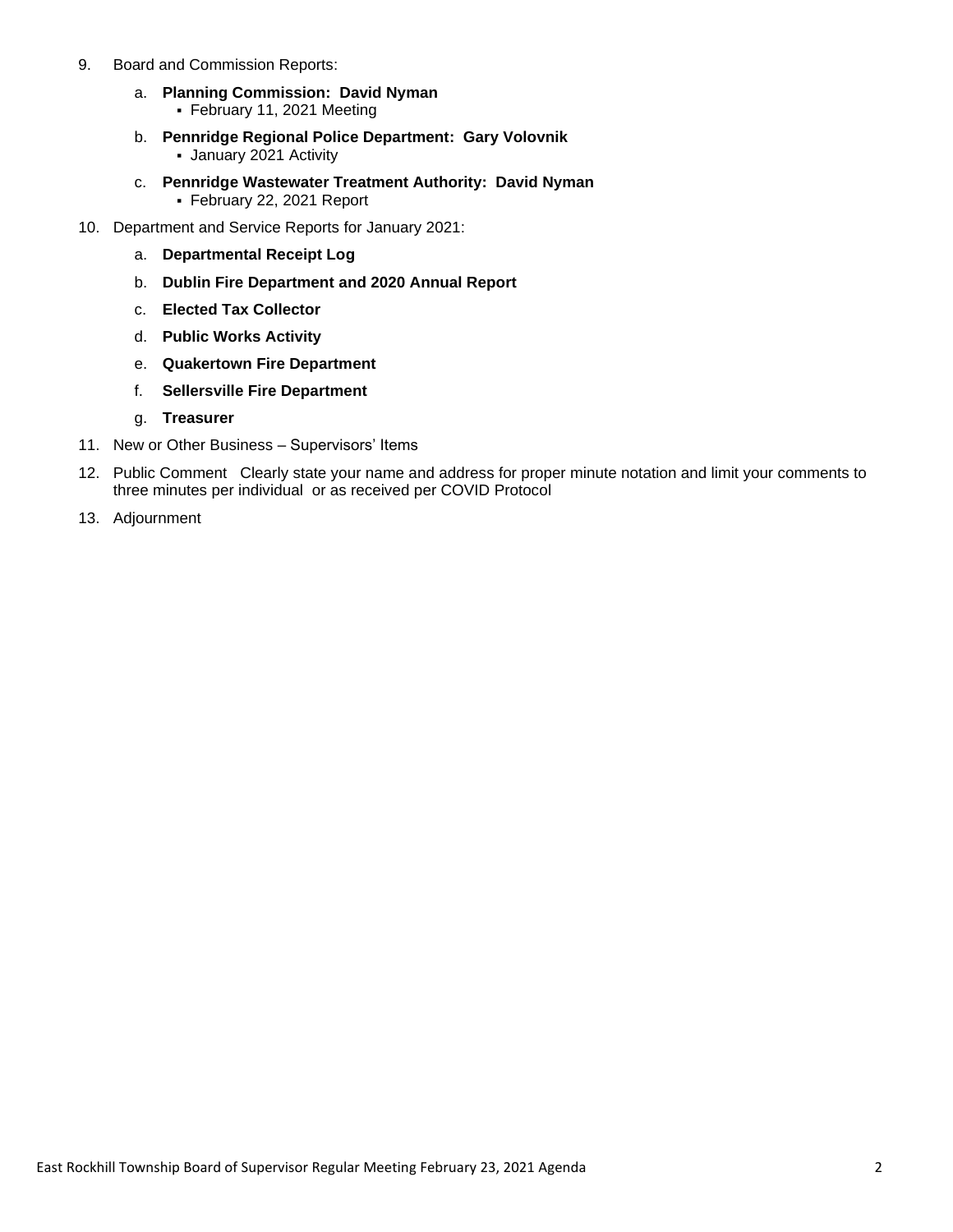9. Board and Commission Reports:

   a. **Planning Commission: David Nyman**
      - February 11, 2021 Meeting

   b. **Pennridge Regional Police Department: Gary Volovnik**
      - January 2021 Activity

   c. **Pennridge Wastewater Treatment Authority: David Nyman**
      - February 22, 2021 Report

10. Department and Service Reports for January 2021:

    a. **Departmental Receipt Log**

    b. **Dublin Fire Department and 2020 Annual Report**

    c. **Elected Tax Collector**

    d. **Public Works Activity**

    e. **Quakertown Fire Department**

    f. **Sellersville Fire Department**

    g. **Treasurer**

11. New or Other Business – Supervisors' Items

12. Public Comment Clearly state your name and address for proper minute notation and limit your comments to three minutes per individual or as received per COVID Protocol

13. Adjournment